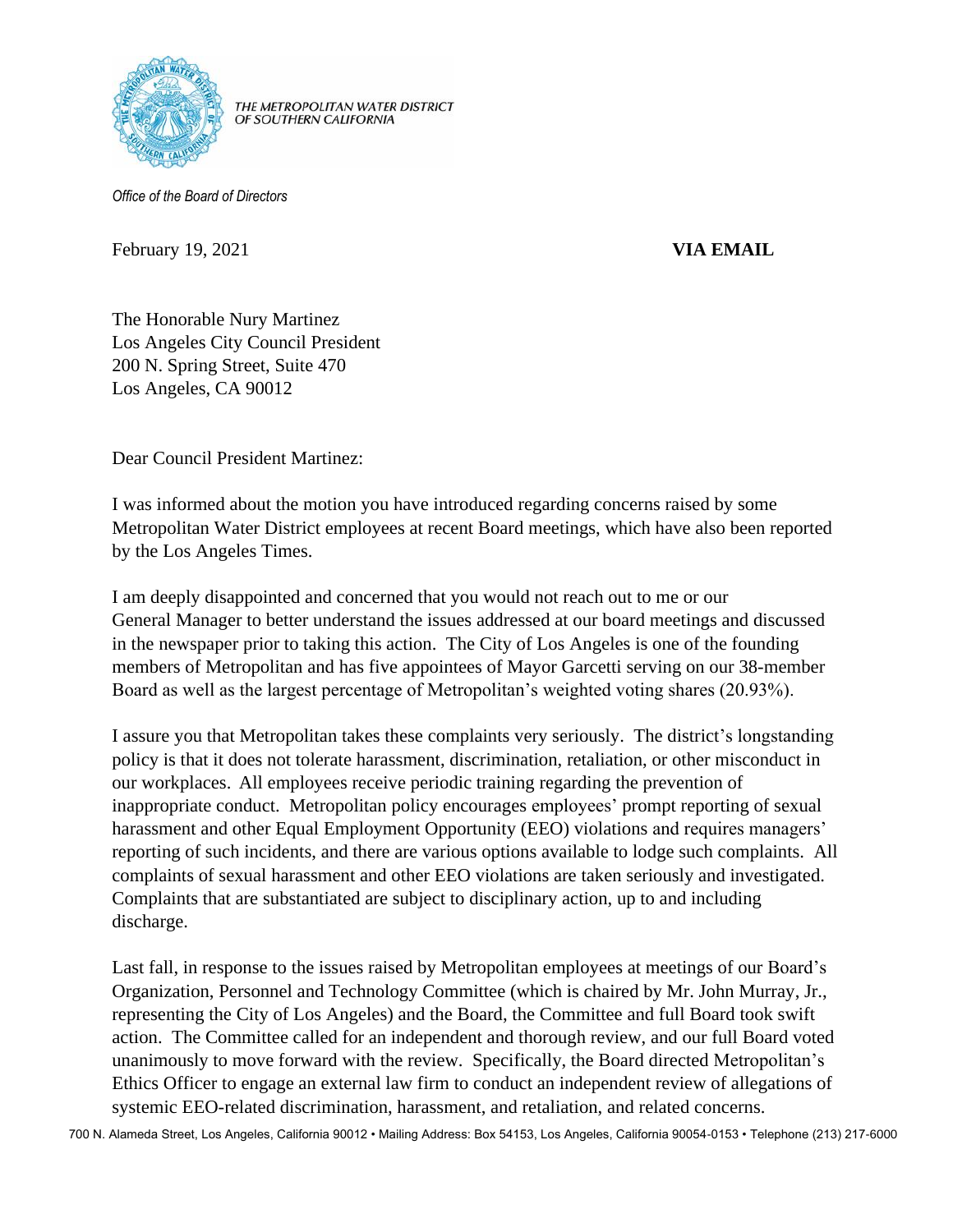THE METROPOLITAN WATER DISTRICT OF SOUTHERN CALIFORNIA

*Office of the Board of Directors*

February 19, 2021 **VIA EMAIL**

The Honorable Nury Martinez
Los Angeles City Council President
200 N. Spring Street, Suite 470
Los Angeles, CA 90012

Dear Council President Martinez:

I was informed about the motion you have introduced regarding concerns raised by some Metropolitan Water District employees at recent Board meetings, which have also been reported by the Los Angeles Times.

I am deeply disappointed and concerned that you would not reach out to me or our General Manager to better understand the issues addressed at our board meetings and discussed in the newspaper prior to taking this action. The City of Los Angeles is one of the founding members of Metropolitan and has five appointees of Mayor Garcetti serving on our 38-member Board as well as the largest percentage of Metropolitan's weighted voting shares (20.93%).

I assure you that Metropolitan takes these complaints very seriously. The district's longstanding policy is that it does not tolerate harassment, discrimination, retaliation, or other misconduct in our workplaces. All employees receive periodic training regarding the prevention of inappropriate conduct. Metropolitan policy encourages employees' prompt reporting of sexual harassment and other Equal Employment Opportunity (EEO) violations and requires managers' reporting of such incidents, and there are various options available to lodge such complaints. All complaints of sexual harassment and other EEO violations are taken seriously and investigated. Complaints that are substantiated are subject to disciplinary action, up to and including discharge.

Last fall, in response to the issues raised by Metropolitan employees at meetings of our Board's Organization, Personnel and Technology Committee (which is chaired by Mr. John Murray, Jr., representing the City of Los Angeles) and the Board, the Committee and full Board took swift action. The Committee called for an independent and thorough review, and our full Board voted unanimously to move forward with the review. Specifically, the Board directed Metropolitan's Ethics Officer to engage an external law firm to conduct an independent review of allegations of systemic EEO-related discrimination, harassment, and retaliation, and related concerns.

700 N. Alameda Street, Los Angeles, California 90012 • Mailing Address: Box 54153, Los Angeles, California 90054-0153 • Telephone (213) 217-6000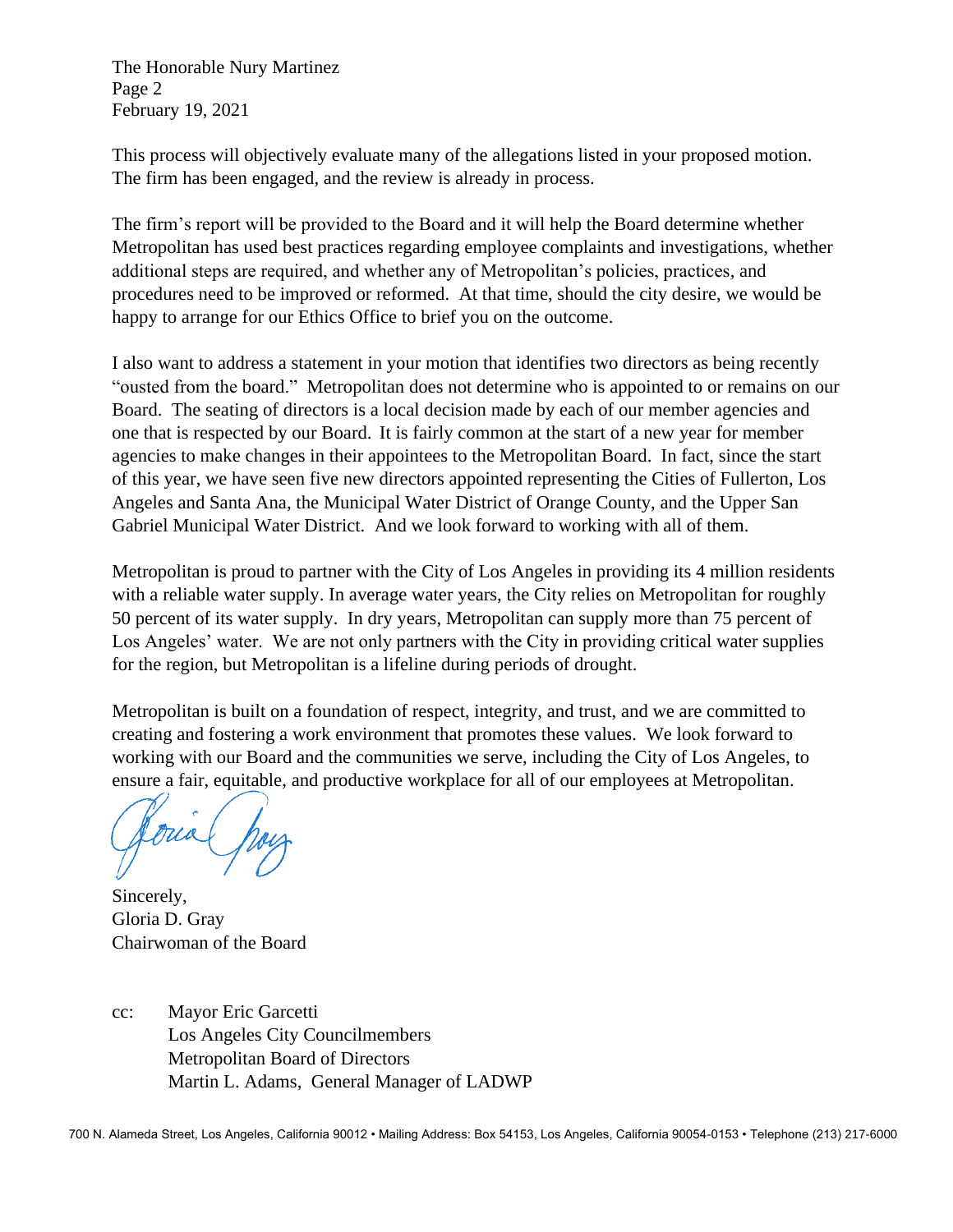The Honorable Nury Martinez
Page 2
February 19, 2021

This process will objectively evaluate many of the allegations listed in your proposed motion. The firm has been engaged, and the review is already in process.

The firm's report will be provided to the Board and it will help the Board determine whether Metropolitan has used best practices regarding employee complaints and investigations, whether additional steps are required, and whether any of Metropolitan's policies, practices, and procedures need to be improved or reformed. At that time, should the city desire, we would be happy to arrange for our Ethics Office to brief you on the outcome.

I also want to address a statement in your motion that identifies two directors as being recently "ousted from the board." Metropolitan does not determine who is appointed to or remains on our Board. The seating of directors is a local decision made by each of our member agencies and one that is respected by our Board. It is fairly common at the start of a new year for member agencies to make changes in their appointees to the Metropolitan Board. In fact, since the start of this year, we have seen five new directors appointed representing the Cities of Fullerton, Los Angeles and Santa Ana, the Municipal Water District of Orange County, and the Upper San Gabriel Municipal Water District. And we look forward to working with all of them.

Metropolitan is proud to partner with the City of Los Angeles in providing its 4 million residents with a reliable water supply. In average water years, the City relies on Metropolitan for roughly 50 percent of its water supply. In dry years, Metropolitan can supply more than 75 percent of Los Angeles' water. We are not only partners with the City in providing critical water supplies for the region, but Metropolitan is a lifeline during periods of drought.

Metropolitan is built on a foundation of respect, integrity, and trust, and we are committed to creating and fostering a work environment that promotes these values. We look forward to working with our Board and the communities we serve, including the City of Los Angeles, to ensure a fair, equitable, and productive workplace for all of our employees at Metropolitan.

Sincerely,
Gloria D. Gray
Chairwoman of the Board

cc: Mayor Eric Garcetti
Los Angeles City Councilmembers
Metropolitan Board of Directors
Martin L. Adams, General Manager of LADWP

700 N. Alameda Street, Los Angeles, California 90012 • Mailing Address: Box 54153, Los Angeles, California 90054-0153 • Telephone (213) 217-6000